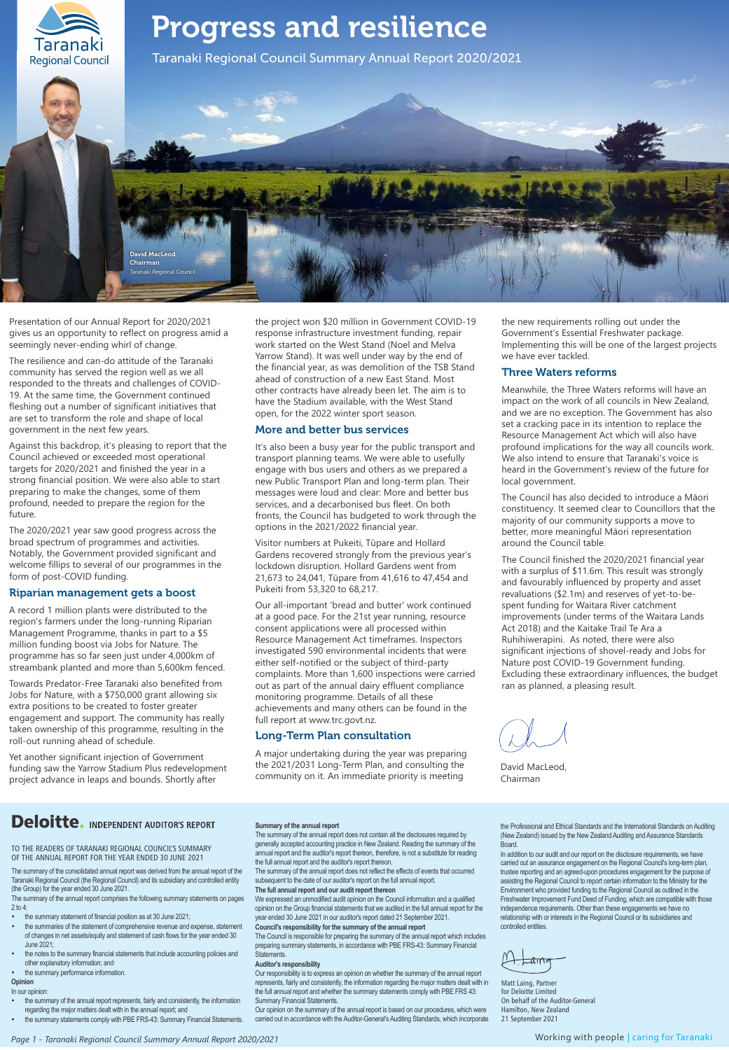# Progress and resilience

Taranaki Regional Council Summary Annual Report 2020/2021

David MacLeod, Chairman
Taranaki Regional Council

Presentation of our Annual Report for 2020/2021 gives us an opportunity to reflect on progress amid a seemingly never-ending whirl of change.

The resilience and can-do attitude of the Taranaki community has served the region well as we all responded to the threats and challenges of COVID-19. At the same time, the Government continued fleshing out a number of significant initiatives that are set to transform the role and shape of local government in the next few years.

Against this backdrop, it's pleasing to report that the Council achieved or exceeded most operational targets for 2020/2021 and finished the year in a strong financial position. We were also able to start preparing to make the changes, some of them profound, needed to prepare the region for the future.

The 2020/2021 year saw good progress across the broad spectrum of programmes and activities. Notably, the Government provided significant and welcome fillips to several of our programmes in the form of post-COVID funding.

## Riparian management gets a boost

A record 1 million plants were distributed to the region's farmers under the long-running Riparian Management Programme, thanks in part to a $5 million funding boost via Jobs for Nature. The programme has so far seen just under 4,000km of streambank planted and more than 5,600km fenced.

Towards Predator-Free Taranaki also benefited from Jobs for Nature, with a $750,000 grant allowing six extra positions to be created to foster greater engagement and support. The community has really taken ownership of this programme, resulting in the roll-out running ahead of schedule.

Yet another significant injection of Government funding saw the Yarrow Stadium Plus redevelopment project advance in leaps and bounds. Shortly after the project won $20 million in Government COVID-19 response infrastructure investment funding, repair work started on the West Stand (Noel and Melva Yarrow Stand). It was well under way by the end of the financial year, as was demolition of the TSB Stand ahead of construction of a new East Stand. Most other contracts have already been let. The aim is to have the Stadium available, with the West Stand open, for the 2022 winter season.

## More and better bus services

It's also been a busy year for the public transport and transport planning teams. We were able to usefully engage with bus users and others as we prepared a new Public Transport Plan and long-term plan. Their messages were loud and clear: More and better bus services, and a decarbonised bus fleet. On both fronts, the Council has budgeted to work through the options in the 2021/2022 financial year.

Visitor numbers at Pukeiti, Tūpare and Hollard Gardens recovered strongly from the previous year's lockdown disruption. Hollard Gardens went from 21,673 to 24,041, Tūpare from 41,616 to 47,454 and Pukeiti from 53,320 to 68,217.

Our all-important 'bread and butter' work continued at a good pace. For the 21st year running, resource consent applications were all processed within Resource Management Act timeframes. Inspectors investigated 590 environmental incidents that were either self-notified or the subject of third-party complaints. More than 1,600 inspections were carried out as part of the annual dairy effluent compliance monitoring programme. Details of all these achievements and many others can be found in the full report at www.trc.govt.nz.

## Long-Term Plan consultation

A major undertaking during the year was preparing the 2021/2031 Long-Term Plan, and consulting the community on it. An immediate priority is meeting the new requirements rolling out under the Government's Essential Freshwater package. Implementing this will be one of the largest projects we have ever tackled.

## Three Waters reforms

Meanwhile, the Three Waters reforms will have an impact on the work of all councils in New Zealand, and we are no exception. The Government has also set a cracking pace in its intention to replace the Resource Management Act which will also have profound implications for the way all councils work. We also intend to ensure that Taranaki's voice is heard in the Government's review of the future for local government.

The Council has also decided to introduce a Māori constituency. It seemed clear to Councillors that the majority of our community supports a move to better, more meaningful Māori representation around the Council table.

The Council finished the 2020/2021 financial year with a surplus of $11.6m. This result was strongly and favourably influenced by property and asset revaluations ($2.1m) and reserves of yet-to-be-spent funding for Waitara River catchment improvements (under terms of the Waitara Lands Act 2018) and the Kaitake Trail Te Ara a Ruhihiwerapini. As noted, there were also significant injections of shovel-ready and Jobs for Nature post COVID-19 Government funding. Excluding these extraordinary influences, the budget ran as planned, a pleasing result.

David MacLeod,
Chairman

---

## Deloitte. INDEPENDENT AUDITOR'S REPORT

TO THE READERS OF TARANAKI REGIONAL COUNCIL'S SUMMARY OF THE ANNUAL REPORT FOR THE YEAR ENDED 30 JUNE 2021

The summary of the consolidated annual report was derived from the annual report of the Taranaki Regional Council (the Regional Council) and its subsidiary and controlled entity (the Group) for the year ended 30 June 2021.

The summary of the annual report comprises the following summary statements on pages 2 to 4:

- the summary statement of financial position as at 30 June 2021;
- the summaries of the statement of comprehensive revenue and expense, statement of changes in net assets/equity and statement of cash flows for the year ended 30 June 2021;
- the notes to the summary financial statements that include accounting policies and other explanatory information; and·
- the summary performance information.

**Opinion**

In our opinion:

- the summary of the annual report represents, fairly and consistently, the information regarding the major matters dealt with in the annual report; and
- the summary statements comply with PBE FRS-43: Summary Financial Statements.

**Summary of the annual report**

The summary of the annual report does not contain all the disclosures required by generally accepted accounting practice in New Zealand. Reading the summary of the annual report and the auditor's report thereon, therefore, is not a substitute for reading the full annual report and the auditor's report thereon.

The summary of the annual report does not reflect the effects of events that occurred subsequent to the date of our auditor's report on the full annual report.

**The full annual report and our audit report thereon**

We expressed an unmodified audit opinion on the Council information and a qualified opinion on the Group financial statements that we audited in the full annual report for the year ended 30 June 2021 in our auditor's report dated 21 September 2021.

**Council's responsibility for the summary of the annual report**

The Council is responsible for preparing the summary of the annual report which includes preparing summary statements, in accordance with PBE FRS-43: Summary Financial Statements.

**Auditor's responsibility**

Our responsibility is to express an opinion on whether the summary of the annual report represents, fairly and consistently, the information regarding the major matters dealt with in the full annual report and whether the summary statements comply with PBE FRS 43: Summary Financial Statements.

Our opinion on the summary of the annual report is based on our procedures, which were carried out in accordance with the Auditor-General's Auditing Standards, which incorporate the Professional and Ethical Standards and the International Standards on Auditing (New Zealand) issued by the New Zealand Auditing and Assurance Standards Board.

In addition to our audit and our report on the disclosure requirements, we have carried out an assurance engagement on the Regional Council's long-term plan, trustee reporting and an agreed-upon procedures engagement for the purpose of assisting the Regional Council to report certain information to the Ministry for the Environment who provided funding to the Regional Council as outlined in the Freshwater Improvement Fund Deed of Funding, which are compatible with those independence requirements. Other than these engagements we have no relationship with or interests in the Regional Council or its subsidiaries and controlled entities.

Matt Laing, Partner
for Deloitte Limited
On behalf of the Auditor-General
Hamilton, New Zealand
21 September 2021

Working with people | caring for Taranaki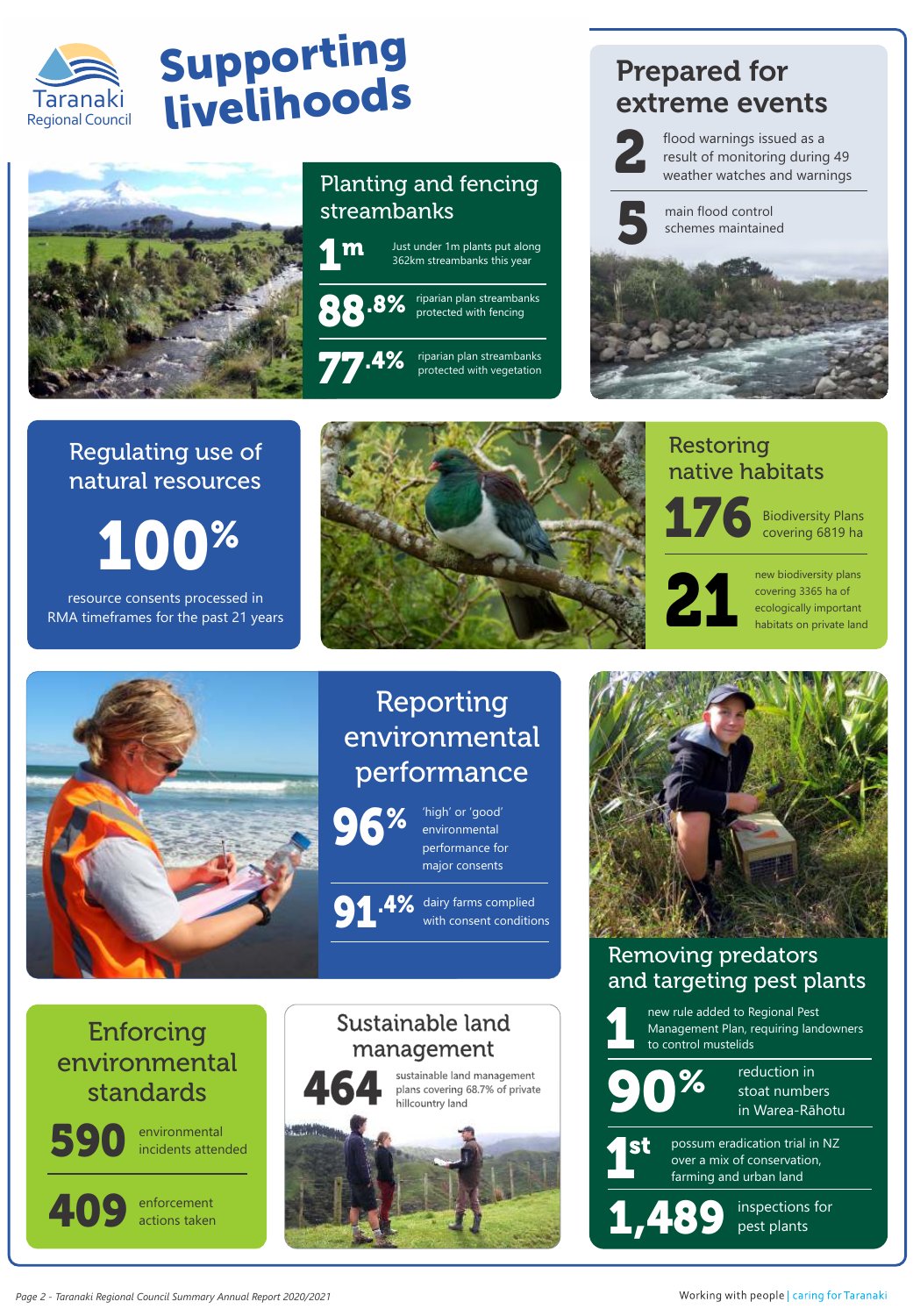# Supporting livelihoods

## Planting and fencing streambanks

**1m** Just under 1m plants put along 362km streambanks this year

**88.8%** riparian plan streambanks protected with fencing

**77.4%** riparian plan streambanks protected with vegetation

## Prepared for extreme events

**2** flood warnings issued as a result of monitoring during 49 weather watches and warnings

**5** main flood control schemes maintained

## Regulating use of natural resources

**100%** resource consents processed in RMA timeframes for the past 21 years

## Restoring native habitats

**176** Biodiversity Plans covering 6819 ha

**21** new biodiversity plans covering 3365 ha of ecologically important habitats on private land

## Reporting environmental performance

**96%** 'high' or 'good' environmental performance for major consents

**91.4%** dairy farms complied with consent conditions

## Removing predators and targeting pest plants

**1** new rule added to Regional Pest Management Plan, requiring landowners to control mustelids

**90%** reduction in stoat numbers in Warea-Rāhotu

**1st** possum eradication trial in NZ over a mix of conservation, farming and urban land

**1,489** inspections for pest plants

## Enforcing environmental standards

**590** environmental incidents attended

**409** enforcement actions taken

## Sustainable land management

**464** sustainable land management plans covering 68.7% of private hillcountry land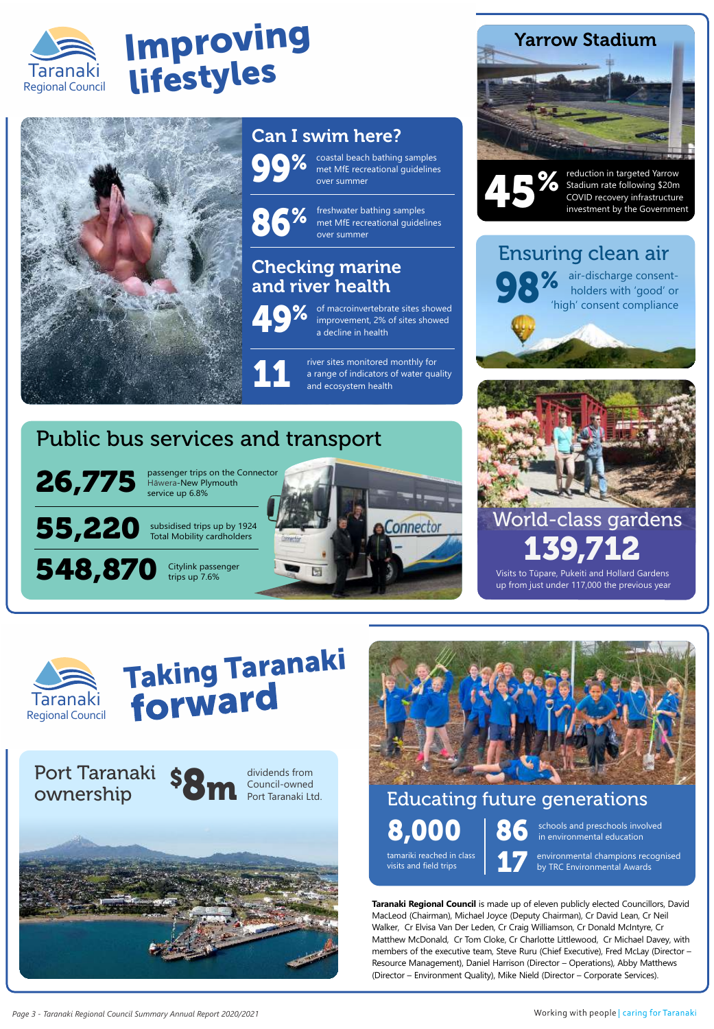Taranaki Regional Council

# Improving lifestyles

## Can I swim here?

**99%** coastal beach bathing samples met MfE recreational guidelines over summer

**86%** freshwater bathing samples met MfE recreational guidelines over summer

## Checking marine and river health

**49%** of macroinvertebrate sites showed improvement, 2% of sites showed a decline in health

**11** river sites monitored monthly for a range of indicators of water quality and ecosystem health

## Yarrow Stadium

**45%** reduction in targeted Yarrow Stadium rate following $20m COVID recovery infrastructure investment by the Government

## Ensuring clean air

**98%** air-discharge consent-holders with 'good' or 'high' consent compliance

## Public bus services and transport

**26,775** passenger trips on the Connector Hāwera-New Plymouth service up 6.8%

**55,220** subsidised trips up by 1924 Total Mobility cardholders

**548,870** Citylink passenger trips up 7.6%

## World-class gardens

**139,712**

Visits to Tūpare, Pukeiti and Hollard Gardens up from just under 117,000 the previous year

Taranaki Regional Council

# Taking Taranaki forward

## Port Taranaki ownership

**$8m** dividends from Council-owned Port Taranaki Ltd.

## Educating future generations

**8,000** tamariki reached in class visits and field trips

**86** schools and preschools involved in environmental education

**17** environmental champions recognised by TRC Environmental Awards

**Taranaki Regional Council** is made up of eleven publicly elected Councillors, David MacLeod (Chairman), Michael Joyce (Deputy Chairman), Cr David Lean, Cr Neil Walker, Cr Elvisa Van Der Leden, Cr Craig Williamson, Cr Donald McIntyre, Cr Matthew McDonald, Cr Tom Cloke, Cr Charlotte Littlewood, Cr Michael Davey, with members of the executive team, Steve Ruru (Chief Executive), Fred McLay (Director – Resource Management), Daniel Harrison (Director – Operations), Abby Matthews (Director – Environment Quality), Mike Nield (Director – Corporate Services).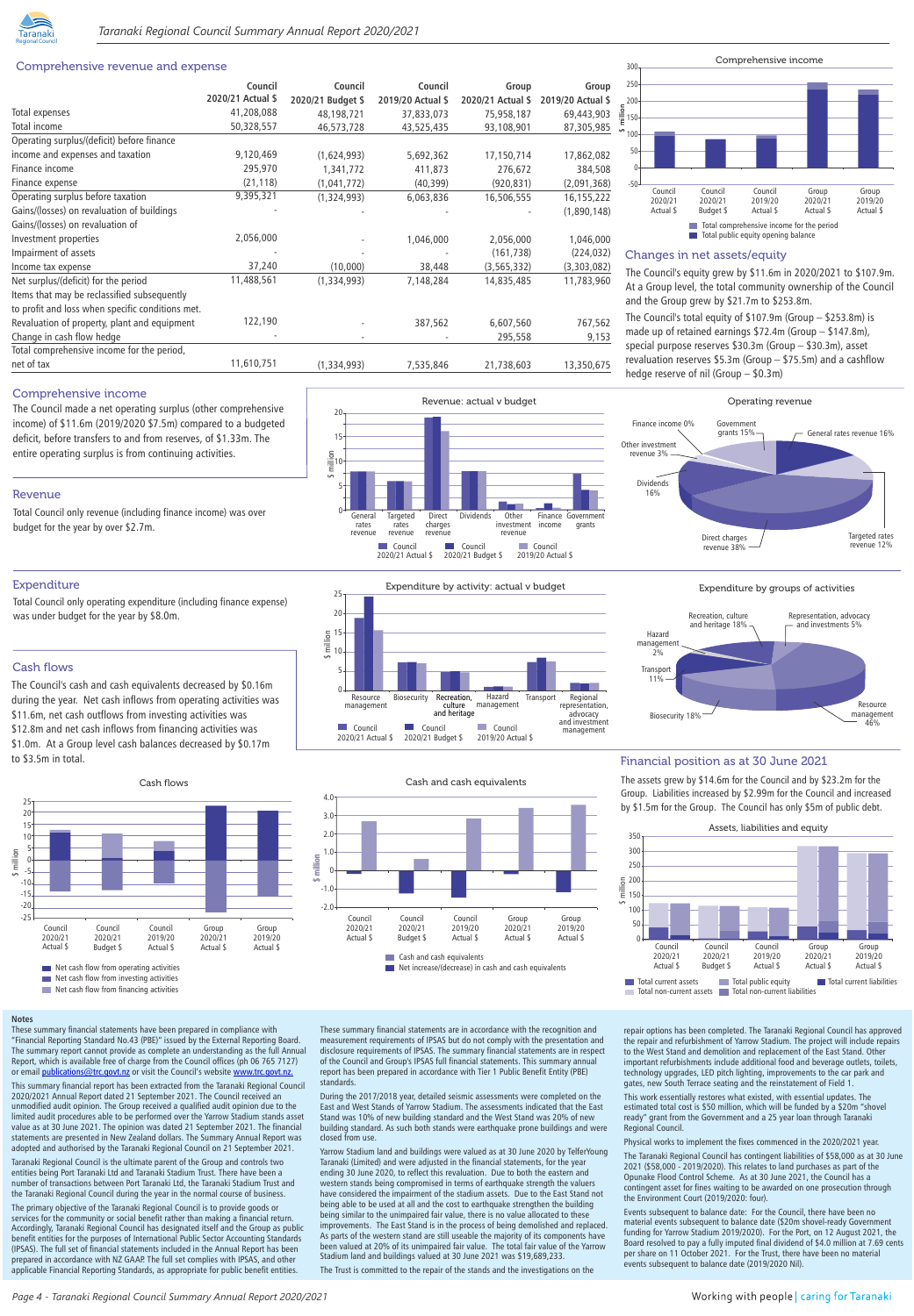## Comprehensive revenue and expense

| | Council 2020/21 Actual $ | Council 2020/21 Budget $ | Council 2019/20 Actual $ | Group 2020/21 Actual $ | Group 2019/20 Actual $ |
|---|---|---|---|---|---|
| Total expenses | 41,208,088 | 48,198,721 | 37,833,073 | 75,958,187 | 69,443,903 |
| Total income | 50,328,557 | 46,573,728 | 43,525,435 | 93,108,901 | 87,305,985 |
| Operating surplus/(deficit) before finance income and expenses and taxation | 9,120,469 | (1,624,993) | 5,692,362 | 17,150,714 | 17,862,082 |
| Finance income | 295,970 | 1,341,772 | 411,873 | 276,672 | 384,508 |
| Finance expense | (21,118) | (1,041,772) | (40,399) | (920,831) | (2,091,368) |
| Operating surplus before taxation | 9,395,321 | (1,324,993) | 6,063,836 | 16,506,555 | 16,155,222 |
| Gains/(losses) on revaluation of buildings | - | - | - | - | (1,890,148) |
| Gains/(losses) on revaluation of investment properties | 2,056,000 | - | 1,046,000 | 2,056,000 | 1,046,000 |
| Impairment of assets | - | - | - | (161,738) | (224,032) |
| Income tax expense | 37,240 | (10,000) | 38,448 | (3,565,332) | (3,303,082) |
| Net surplus/(deficit) for the period | 11,488,561 | (1,334,993) | 7,148,284 | 14,835,485 | 11,783,960 |
| Items that may be reclassified subsequently to profit and loss when specific conditions met. | | | | | |
| Revaluation of property, plant and equipment | 122,190 | - | 387,562 | 6,607,560 | 767,562 |
| Change in cash flow hedge | - | - | - | 295,558 | 9,153 |
| Total comprehensive income for the period, net of tax | 11,610,751 | (1,334,993) | 7,535,846 | 21,738,603 | 13,350,675 |

Comprehensive income

$ million

Council 2020/21 Actual $ | Council 2020/21 Budget $ | Council 2019/20 Actual $ | Group 2020/21 Actual $ | Group 2019/20 Actual $

Total comprehensive income for the period
Total public equity opening balance

## Changes in net assets/equity

The Council's equity grew by $11.6m in 2020/2021 to $107.9m. At a Group level, the total community ownership of the Council and the Group grew by $21.7m to $253.8m.

The Council's total equity of $107.9m (Group – $253.8m) is made up of retained earnings $72.4m (Group – $147.8m), special purpose reserves $30.3m (Group – $30.3m), asset revaluation reserves $5.3m (Group – $75.5m) and a cashflow hedge reserve of nil (Group – $0.3m)

## Comprehensive income

The Council made a net operating surplus (other comprehensive income) of $11.6m (2019/2020 $7.5m) compared to a budgeted deficit, before transfers to and from reserves, of $1.33m. The entire operating surplus is from continuing activities.

## Revenue

Total Council only revenue (including finance income) was over budget for the year by over $2.7m.

Revenue: actual v budget

$ million

General rates revenue | Targeted rates revenue | Direct charges revenue | Dividends | Other investment revenue | Finance income | Government grants

Council 2020/21 Actual $ | Council 2020/21 Budget $ | Council 2019/20 Actual $

Operating revenue

Finance income 0% | Government grants 15% | General rates revenue 16% | Other investment revenue 3% | Dividends 16% | Direct charges revenue 38% | Targeted rates revenue 12%

## Expenditure

Total Council only operating expenditure (including finance expense) was under budget for the year by $8.0m.

Expenditure by activity: actual v budget

$ million

Resource management | Biosecurity | Recreation, culture and heritage | Hazard management | Transport | Regional representation, advocacy and investment management

Council 2020/21 Actual $ | Council 2020/21 Budget $ | Council 2019/20 Actual $

Expenditure by groups of activities

Recreation, culture and heritage 18% | Representation, advocacy and investments 5% | Hazard management 2% | Transport 11% | Biosecurity 18% | Resource management 46%

## Cash flows

The Council's cash and cash equivalents decreased by $0.16m during the year. Net cash inflows from operating activities was $11.6m, net cash outflows from investing activities was $12.8m and net cash inflows from financing activities was $1.0m. At a Group level cash balances decreased by $0.17m to $3.5m in total.

Cash flows

$ million

Council 2020/21 Actual $ | Council 2020/21 Budget $ | Council 2019/20 Actual $ | Group 2020/21 Actual $ | Group 2019/20 Actual $

Net cash flow from operating activities
Net cash flow from investing activities
Net cash flow from financing activities

Cash and cash equivalents

$ million

Council 2020/21 Actual $ | Council 2020/21 Budget $ | Council 2019/20 Actual $ | Group 2020/21 Actual $ | Group 2019/20 Actual $

Cash and cash equivalents
Net increase/(decrease) in cash and cash equivalents

## Financial position as at 30 June 2021

The assets grew by $14.6m for the Council and by $23.2m for the Group. Liabilities increased by $2.99m for the Council and increased by $1.5m for the Group. The Council has only $5m of public debt.

Assets, liabilities and equity

$ million

Council 2020/21 Actual $ | Council 2020/21 Budget $ | Council 2019/20 Actual $ | Group 2020/21 Actual $ | Group 2019/20 Actual $

Total current assets | Total public equity | Total current liabilities
Total non-current assets | Total non-current liabilities

### Notes

These summary financial statements have been prepared in compliance with "Financial Reporting Standard No.43 (PBE)" issued by the External Reporting Board. The summary report cannot provide as complete an understanding as the full Annual Report, which is available free of charge from the Council offices (ph 06 765 7127) or email publications@trc.govt.nz or visit the Council's website www.trc.govt.nz.

This summary financial report has been extracted from the Taranaki Regional Council 2020/2021 Annual Report dated 21 September 2021. The Council received an unmodified audit opinion. The Group received a qualified audit opinion due to the limited audit procedures able to be performed over the Yarrow Stadium stands asset value as at 30 June 2021. The opinion was dated 21 September 2021. The financial statements are presented in New Zealand dollars. The Summary Annual Report was adopted and authorised by the Taranaki Regional Council on 21 September 2021.

Taranaki Regional Council is the ultimate parent of the Group and controls two entities being Port Taranaki Ltd and Taranaki Stadium Trust. There have been a number of transactions between Port Taranaki Ltd, the Taranaki Stadium Trust and the Taranaki Regional Council during the year in the normal course of business.

The primary objective of the Taranaki Regional Council is to provide goods or services for the community or social benefit rather than making a financial return. Accordingly, Taranaki Regional Council has designated itself and the Group as public benefit entities for the purposes of International Public Sector Accounting Standards (IPSAS). The full set of financial statements included in the Annual Report has been prepared in accordance with NZ GAAP. The full set complies with IPSAS, and other applicable Financial Reporting Standards, as appropriate for public benefit entities.

These summary financial statements are in accordance with the recognition and measurement requirements of IPSAS but do not comply with the presentation and disclosure requirements of IPSAS. The summary financial statements are in respect of the Council and Group's IPSAS full financial statements. This summary annual report has been prepared in accordance with Tier 1 Public Benefit Entity (PBE) standards.

During the 2017/2018 year, detailed seismic assessments were completed on the East and West Stands of Yarrow Stadium. The assessments indicated that the East Stand was 10% of new building standard and the West Stand was 20% of new building standard. As such both stands were earthquake prone buildings and were closed from use.

Yarrow Stadium land and buildings were valued as at 30 June 2020 by TelferYoung Taranaki (Limited) and were adjusted in the financial statements, for the year ending 30 June 2020, to reflect this revaluation. Due to both the eastern and western stands being compromised in terms of earthquake strength the valuers have considered the impairment of the stadium assets. Due to the East Stand not being able to be used at all and the cost to earthquake strengthen the building being similar to the unimpaired fair value, there is no value allocated to these improvements. The East Stand is in the process of being demolished and replaced. As parts of the western stand are still useable the majority of its components have been valued at 20% of its unimpaired fair value. The total fair value of the Yarrow Stadium land and buildings valued at 30 June 2021 was $19,689,233.

The Trust is committed to the repair of the stands and the investigations on the repair options has been completed. The Taranaki Regional Council has approved the repair and refurbishment of Yarrow Stadium. The project will include repairs to the West Stand and demolition and replacement of the East Stand. Other important refurbishments include additional food and beverage outlets, toilets, technology upgrades, LED pitch lighting, improvements to the car park and gates, new South Terrace seating and the reinstatement of Field 1.

This work essentially restores what existed, with essential updates. The estimated total cost is $50 million, which will be funded by a $20m "shovel ready" grant from the Government and a 25 year loan through Taranaki Regional Council.

Physical works to implement the fixes commenced in the 2020/2021 year.

The Taranaki Regional Council has contingent liabilities of $58,000 as at 30 June 2021 ($58,000 - 2019/2020). This relates to land purchases as part of the Opunake Flood Control Scheme. As at 30 June 2021, the Council has a contingent asset for fines waiting to be awarded on one prosecution through the Environment Court (2019/2020: four).

Events subsequent to balance date: For the Council, there have been no material events subsequent to balance date ($20m shovel-ready Government funding for Yarrow Stadium 2019/2020). For the Port, on 12 August 2021, the Board resolved to pay a fully imputed final dividend of $4.0 million at 7.69 cents per share on 11 October 2021. For the Trust, there have been no material events subsequent to balance date (2019/2020 Nil).